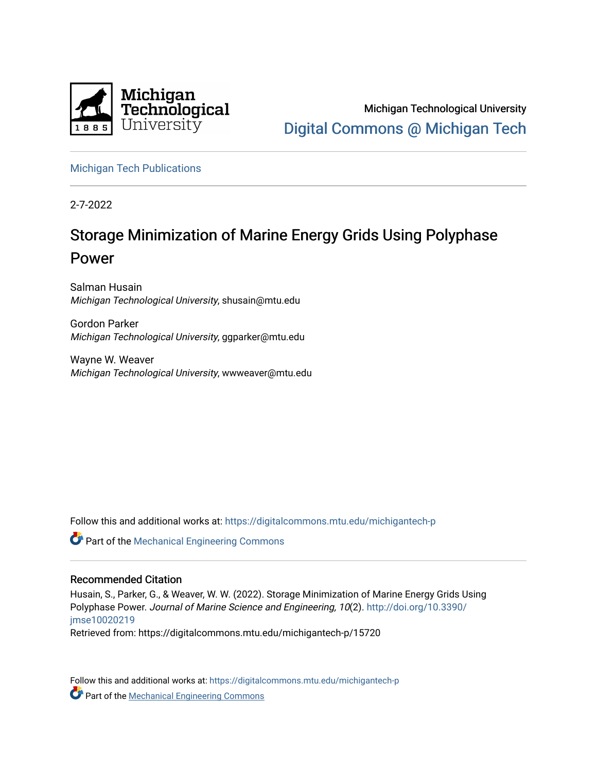Michigan Technological University

Digital Commons @ Michigan Tech

Michigan Tech Publications

2-7-2022

# Storage Minimization of Marine Energy Grids Using Polyphase Power

Salman Husain
*Michigan Technological University*, shusain@mtu.edu

Gordon Parker
*Michigan Technological University*, ggparker@mtu.edu

Wayne W. Weaver
*Michigan Technological University*, wwweaver@mtu.edu

Follow this and additional works at: https://digitalcommons.mtu.edu/michigantech-p

Part of the Mechanical Engineering Commons

## Recommended Citation

Husain, S., Parker, G., & Weaver, W. W. (2022). Storage Minimization of Marine Energy Grids Using Polyphase Power. *Journal of Marine Science and Engineering, 10*(2). http://doi.org/10.3390/jmse10020219

Retrieved from: https://digitalcommons.mtu.edu/michigantech-p/15720

Follow this and additional works at: https://digitalcommons.mtu.edu/michigantech-p

Part of the Mechanical Engineering Commons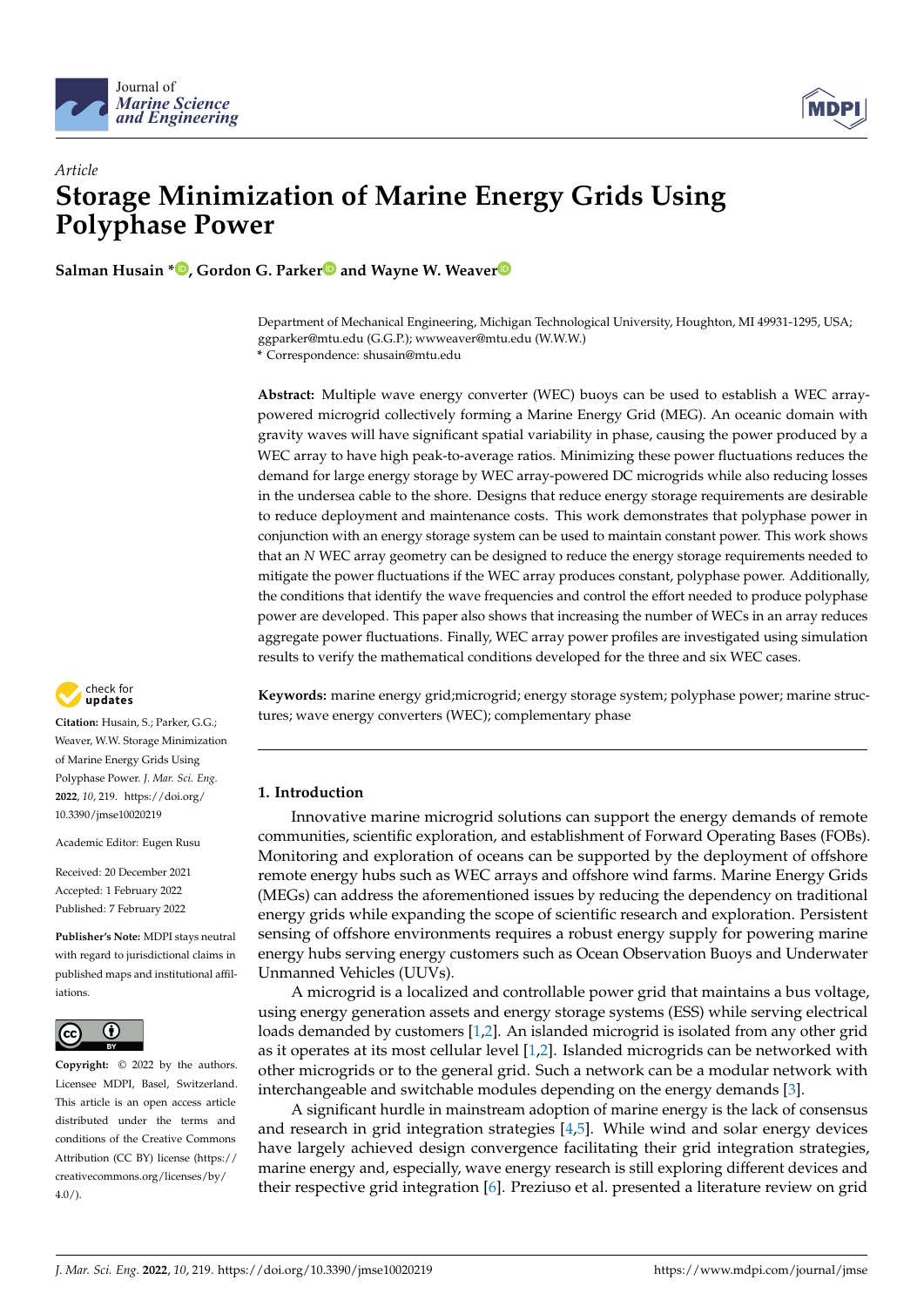# Article

# Storage Minimization of Marine Energy Grids Using Polyphase Power

**Salman Husain \*, Gordon G. Parker and Wayne W. Weaver**

Department of Mechanical Engineering, Michigan Technological University, Houghton, MI 49931-1295, USA; ggparker@mtu.edu (G.G.P.); wwweaver@mtu.edu (W.W.W.)
\* Correspondence: shusain@mtu.edu

**Abstract:** Multiple wave energy converter (WEC) buoys can be used to establish a WEC array-powered microgrid collectively forming a Marine Energy Grid (MEG). An oceanic domain with gravity waves will have significant spatial variability in phase, causing the power produced by a WEC array to have high peak-to-average ratios. Minimizing these power fluctuations reduces the demand for large energy storage by WEC array-powered DC microgrids while also reducing losses in the undersea cable to the shore. Designs that reduce energy storage requirements are desirable to reduce deployment and maintenance costs. This work demonstrates that polyphase power in conjunction with an energy storage system can be used to maintain constant power. This work shows that an $N$ WEC array geometry can be designed to reduce the energy storage requirements needed to mitigate the power fluctuations if the WEC array produces constant, polyphase power. Additionally, the conditions that identify the wave frequencies and control the effort needed to produce polyphase power are developed. This paper also shows that increasing the number of WECs in an array reduces aggregate power fluctuations. Finally, WEC array power profiles are investigated using simulation results to verify the mathematical conditions developed for the three and six WEC cases.

**Keywords:** marine energy grid;microgrid; energy storage system; polyphase power; marine structures; wave energy converters (WEC); complementary phase

**Citation:** Husain, S.; Parker, G.G.; Weaver, W.W. Storage Minimization of Marine Energy Grids Using Polyphase Power. *J. Mar. Sci. Eng.* **2022**, *10*, 219. https://doi.org/10.3390/jmse10020219

Academic Editor: Eugen Rusu

Received: 20 December 2021
Accepted: 1 February 2022
Published: 7 February 2022

**Publisher's Note:** MDPI stays neutral with regard to jurisdictional claims in published maps and institutional affiliations.

**Copyright:** © 2022 by the authors. Licensee MDPI, Basel, Switzerland. This article is an open access article distributed under the terms and conditions of the Creative Commons Attribution (CC BY) license (https://creativecommons.org/licenses/by/4.0/).

## 1. Introduction

Innovative marine microgrid solutions can support the energy demands of remote communities, scientific exploration, and establishment of Forward Operating Bases (FOBs). Monitoring and exploration of oceans can be supported by the deployment of offshore remote energy hubs such as WEC arrays and offshore wind farms. Marine Energy Grids (MEGs) can address the aforementioned issues by reducing the dependency on traditional energy grids while expanding the scope of scientific research and exploration. Persistent sensing of offshore environments requires a robust energy supply for powering marine energy hubs serving energy customers such as Ocean Observation Buoys and Underwater Unmanned Vehicles (UUVs).

A microgrid is a localized and controllable power grid that maintains a bus voltage, using energy generation assets and energy storage systems (ESS) while serving electrical loads demanded by customers [1,2]. An islanded microgrid is isolated from any other grid as it operates at its most cellular level [1,2]. Islanded microgrids can be networked with other microgrids or to the general grid. Such a network can be a modular network with interchangeable and switchable modules depending on the energy demands [3].

A significant hurdle in mainstream adoption of marine energy is the lack of consensus and research in grid integration strategies [4,5]. While wind and solar energy devices have largely achieved design convergence facilitating their grid integration strategies, marine energy and, especially, wave energy research is still exploring different devices and their respective grid integration [6]. Preziuso et al. presented a literature review on grid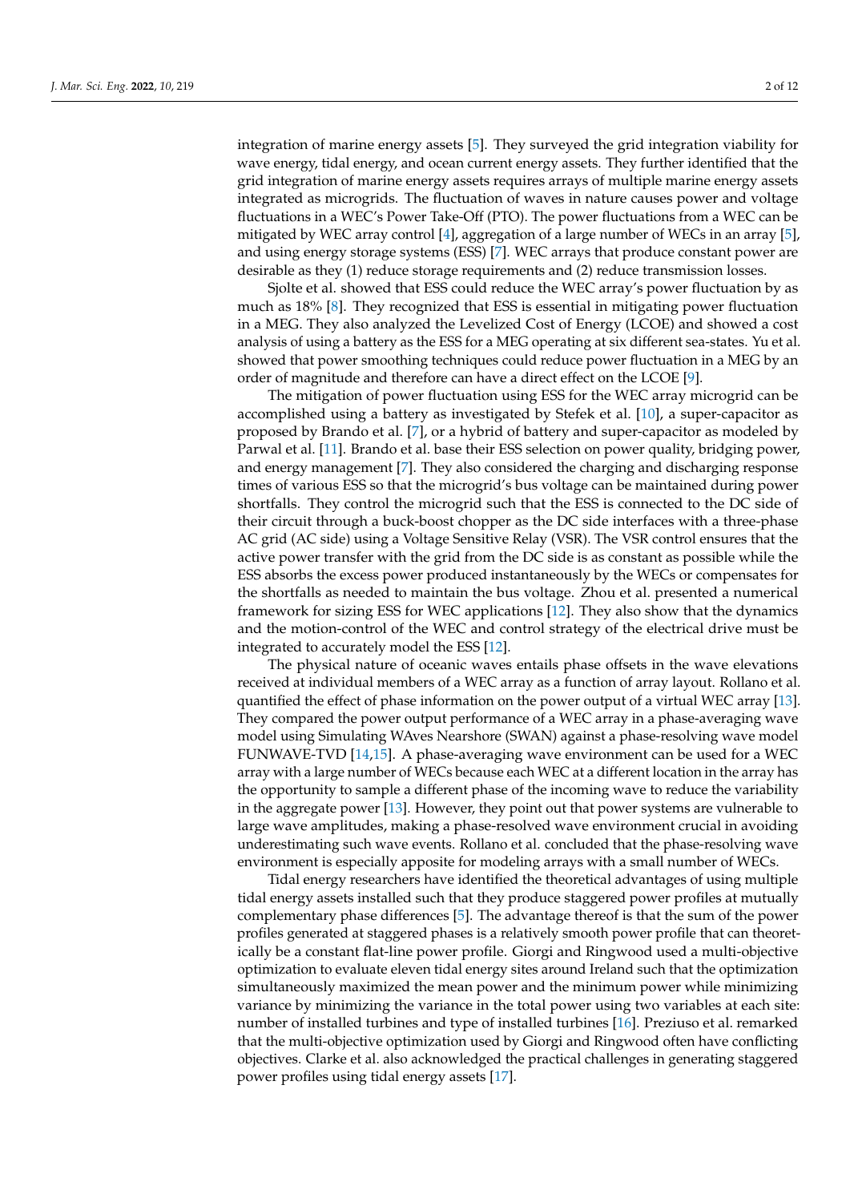integration of marine energy assets [5]. They surveyed the grid integration viability for wave energy, tidal energy, and ocean current energy assets. They further identified that the grid integration of marine energy assets requires arrays of multiple marine energy assets integrated as microgrids. The fluctuation of waves in nature causes power and voltage fluctuations in a WEC's Power Take-Off (PTO). The power fluctuations from a WEC can be mitigated by WEC array control [4], aggregation of a large number of WECs in an array [5], and using energy storage systems (ESS) [7]. WEC arrays that produce constant power are desirable as they (1) reduce storage requirements and (2) reduce transmission losses.

Sjolte et al. showed that ESS could reduce the WEC array's power fluctuation by as much as 18% [8]. They recognized that ESS is essential in mitigating power fluctuation in a MEG. They also analyzed the Levelized Cost of Energy (LCOE) and showed a cost analysis of using a battery as the ESS for a MEG operating at six different sea-states. Yu et al. showed that power smoothing techniques could reduce power fluctuation in a MEG by an order of magnitude and therefore can have a direct effect on the LCOE [9].

The mitigation of power fluctuation using ESS for the WEC array microgrid can be accomplished using a battery as investigated by Stefek et al. [10], a super-capacitor as proposed by Brando et al. [7], or a hybrid of battery and super-capacitor as modeled by Parwal et al. [11]. Brando et al. base their ESS selection on power quality, bridging power, and energy management [7]. They also considered the charging and discharging response times of various ESS so that the microgrid's bus voltage can be maintained during power shortfalls. They control the microgrid such that the ESS is connected to the DC side of their circuit through a buck-boost chopper as the DC side interfaces with a three-phase AC grid (AC side) using a Voltage Sensitive Relay (VSR). The VSR control ensures that the active power transfer with the grid from the DC side is as constant as possible while the ESS absorbs the excess power produced instantaneously by the WECs or compensates for the shortfalls as needed to maintain the bus voltage. Zhou et al. presented a numerical framework for sizing ESS for WEC applications [12]. They also show that the dynamics and the motion-control of the WEC and control strategy of the electrical drive must be integrated to accurately model the ESS [12].

The physical nature of oceanic waves entails phase offsets in the wave elevations received at individual members of a WEC array as a function of array layout. Rollano et al. quantified the effect of phase information on the power output of a virtual WEC array [13]. They compared the power output performance of a WEC array in a phase-averaging wave model using Simulating WAves Nearshore (SWAN) against a phase-resolving wave model FUNWAVE-TVD [14,15]. A phase-averaging wave environment can be used for a WEC array with a large number of WECs because each WEC at a different location in the array has the opportunity to sample a different phase of the incoming wave to reduce the variability in the aggregate power [13]. However, they point out that power systems are vulnerable to large wave amplitudes, making a phase-resolved wave environment crucial in avoiding underestimating such wave events. Rollano et al. concluded that the phase-resolving wave environment is especially apposite for modeling arrays with a small number of WECs.

Tidal energy researchers have identified the theoretical advantages of using multiple tidal energy assets installed such that they produce staggered power profiles at mutually complementary phase differences [5]. The advantage thereof is that the sum of the power profiles generated at staggered phases is a relatively smooth power profile that can theoretically be a constant flat-line power profile. Giorgi and Ringwood used a multi-objective optimization to evaluate eleven tidal energy sites around Ireland such that the optimization simultaneously maximized the mean power and the minimum power while minimizing variance by minimizing the variance in the total power using two variables at each site: number of installed turbines and type of installed turbines [16]. Preziuso et al. remarked that the multi-objective optimization used by Giorgi and Ringwood often have conflicting objectives. Clarke et al. also acknowledged the practical challenges in generating staggered power profiles using tidal energy assets [17].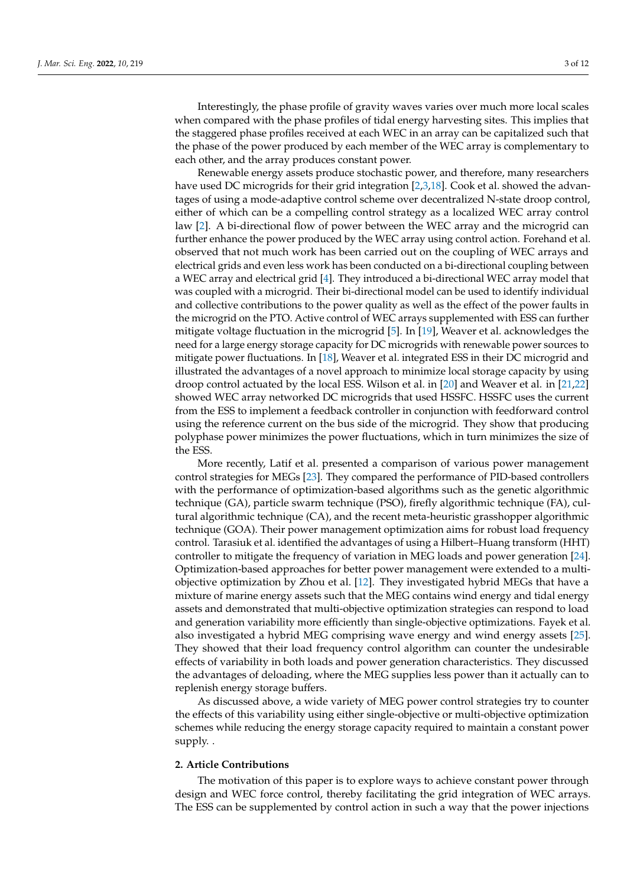Interestingly, the phase profile of gravity waves varies over much more local scales when compared with the phase profiles of tidal energy harvesting sites. This implies that the staggered phase profiles received at each WEC in an array can be capitalized such that the phase of the power produced by each member of the WEC array is complementary to each other, and the array produces constant power.

Renewable energy assets produce stochastic power, and therefore, many researchers have used DC microgrids for their grid integration [2,3,18]. Cook et al. showed the advantages of using a mode-adaptive control scheme over decentralized N-state droop control, either of which can be a compelling control strategy as a localized WEC array control law [2]. A bi-directional flow of power between the WEC array and the microgrid can further enhance the power produced by the WEC array using control action. Forehand et al. observed that not much work has been carried out on the coupling of WEC arrays and electrical grids and even less work has been conducted on a bi-directional coupling between a WEC array and electrical grid [4]. They introduced a bi-directional WEC array model that was coupled with a microgrid. Their bi-directional model can be used to identify individual and collective contributions to the power quality as well as the effect of the power faults in the microgrid on the PTO. Active control of WEC arrays supplemented with ESS can further mitigate voltage fluctuation in the microgrid [5]. In [19], Weaver et al. acknowledges the need for a large energy storage capacity for DC microgrids with renewable power sources to mitigate power fluctuations. In [18], Weaver et al. integrated ESS in their DC microgrid and illustrated the advantages of a novel approach to minimize local storage capacity by using droop control actuated by the local ESS. Wilson et al. in [20] and Weaver et al. in [21,22] showed WEC array networked DC microgrids that used HSSFC. HSSFC uses the current from the ESS to implement a feedback controller in conjunction with feedforward control using the reference current on the bus side of the microgrid. They show that producing polyphase power minimizes the power fluctuations, which in turn minimizes the size of the ESS.

More recently, Latif et al. presented a comparison of various power management control strategies for MEGs [23]. They compared the performance of PID-based controllers with the performance of optimization-based algorithms such as the genetic algorithmic technique (GA), particle swarm technique (PSO), firefly algorithmic technique (FA), cultural algorithmic technique (CA), and the recent meta-heuristic grasshopper algorithmic technique (GOA). Their power management optimization aims for robust load frequency control. Tarasiuk et al. identified the advantages of using a Hilbert–Huang transform (HHT) controller to mitigate the frequency of variation in MEG loads and power generation [24]. Optimization-based approaches for better power management were extended to a multi-objective optimization by Zhou et al. [12]. They investigated hybrid MEGs that have a mixture of marine energy assets such that the MEG contains wind energy and tidal energy assets and demonstrated that multi-objective optimization strategies can respond to load and generation variability more efficiently than single-objective optimizations. Fayek et al. also investigated a hybrid MEG comprising wave energy and wind energy assets [25]. They showed that their load frequency control algorithm can counter the undesirable effects of variability in both loads and power generation characteristics. They discussed the advantages of deloading, where the MEG supplies less power than it actually can to replenish energy storage buffers.

As discussed above, a wide variety of MEG power control strategies try to counter the effects of this variability using either single-objective or multi-objective optimization schemes while reducing the energy storage capacity required to maintain a constant power supply. .

## 2. Article Contributions

The motivation of this paper is to explore ways to achieve constant power through design and WEC force control, thereby facilitating the grid integration of WEC arrays. The ESS can be supplemented by control action in such a way that the power injections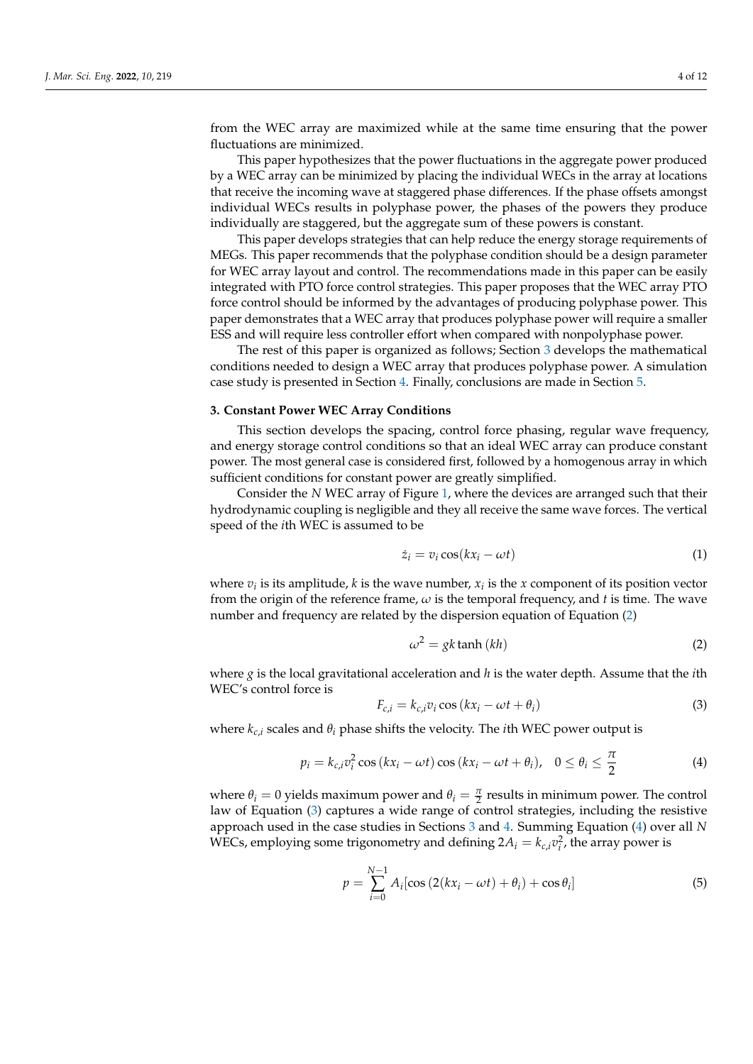from the WEC array are maximized while at the same time ensuring that the power fluctuations are minimized.

This paper hypothesizes that the power fluctuations in the aggregate power produced by a WEC array can be minimized by placing the individual WECs in the array at locations that receive the incoming wave at staggered phase differences. If the phase offsets amongst individual WECs results in polyphase power, the phases of the powers they produce individually are staggered, but the aggregate sum of these powers is constant.

This paper develops strategies that can help reduce the energy storage requirements of MEGs. This paper recommends that the polyphase condition should be a design parameter for WEC array layout and control. The recommendations made in this paper can be easily integrated with PTO force control strategies. This paper proposes that the WEC array PTO force control should be informed by the advantages of producing polyphase power. This paper demonstrates that a WEC array that produces polyphase power will require a smaller ESS and will require less controller effort when compared with nonpolyphase power.

The rest of this paper is organized as follows; Section 3 develops the mathematical conditions needed to design a WEC array that produces polyphase power. A simulation case study is presented in Section 4. Finally, conclusions are made in Section 5.

### 3. Constant Power WEC Array Conditions

This section develops the spacing, control force phasing, regular wave frequency, and energy storage control conditions so that an ideal WEC array can produce constant power. The most general case is considered first, followed by a homogenous array in which sufficient conditions for constant power are greatly simplified.

Consider the $N$ WEC array of Figure 1, where the devices are arranged such that their hydrodynamic coupling is negligible and they all receive the same wave forces. The vertical speed of the $i$th WEC is assumed to be

$$\dot{z}_i = v_i \cos(kx_i - \omega t) \tag{1}$$

where $v_i$ is its amplitude, $k$ is the wave number, $x_i$ is the $x$ component of its position vector from the origin of the reference frame, $\omega$ is the temporal frequency, and $t$ is time. The wave number and frequency are related by the dispersion equation of Equation (2)

$$\omega^2 = gk \tanh(kh) \tag{2}$$

where $g$ is the local gravitational acceleration and $h$ is the water depth. Assume that the $i$th WEC's control force is

$$F_{c,i} = k_{c,i} v_i \cos(kx_i - \omega t + \theta_i) \tag{3}$$

where $k_{c,i}$ scales and $\theta_i$ phase shifts the velocity. The $i$th WEC power output is

$$p_i = k_{c,i} v_i^2 \cos(kx_i - \omega t) \cos(kx_i - \omega t + \theta_i), \quad 0 \le \theta_i \le \frac{\pi}{2} \tag{4}$$

where $\theta_i = 0$ yields maximum power and $\theta_i = \frac{\pi}{2}$ results in minimum power. The control law of Equation (3) captures a wide range of control strategies, including the resistive approach used in the case studies in Sections 3 and 4. Summing Equation (4) over all $N$ WECs, employing some trigonometry and defining $2A_i = k_{c,i} v_i^2$, the array power is

$$p = \sum_{i=0}^{N-1} A_i [\cos(2(kx_i - \omega t) + \theta_i) + \cos \theta_i] \tag{5}$$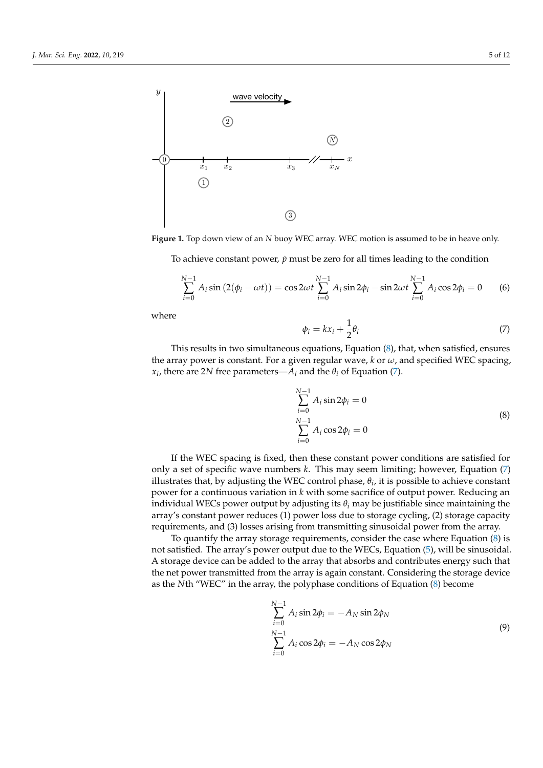**Figure 1.** Top down view of an $N$ buoy WEC array. WEC motion is assumed to be in heave only.

To achieve constant power, $\dot{p}$ must be zero for all times leading to the condition

$$\sum_{i=0}^{N-1} A_i \sin\left(2(\phi_i - \omega t)\right) = \cos 2\omega t \sum_{i=0}^{N-1} A_i \sin 2\phi_i - \sin 2\omega t \sum_{i=0}^{N-1} A_i \cos 2\phi_i = 0 \tag{6}$$

where

$$\phi_i = kx_i + \frac{1}{2}\theta_i \tag{7}$$

This results in two simultaneous equations, Equation (8), that, when satisfied, ensures the array power is constant. For a given regular wave, $k$ or $\omega$, and specified WEC spacing, $x_i$, there are $2N$ free parameters—$A_i$ and the $\theta_i$ of Equation (7).

$$\begin{aligned} \sum_{i=0}^{N-1} A_i \sin 2\phi_i &= 0 \\ \sum_{i=0}^{N-1} A_i \cos 2\phi_i &= 0 \end{aligned} \tag{8}$$

If the WEC spacing is fixed, then these constant power conditions are satisfied for only a set of specific wave numbers $k$. This may seem limiting; however, Equation (7) illustrates that, by adjusting the WEC control phase, $\theta_i$, it is possible to achieve constant power for a continuous variation in $k$ with some sacrifice of output power. Reducing an individual WECs power output by adjusting its $\theta_i$ may be justifiable since maintaining the array's constant power reduces (1) power loss due to storage cycling, (2) storage capacity requirements, and (3) losses arising from transmitting sinusoidal power from the array.

To quantify the array storage requirements, consider the case where Equation (8) is not satisfied. The array's power output due to the WECs, Equation (5), will be sinusoidal. A storage device can be added to the array that absorbs and contributes energy such that the net power transmitted from the array is again constant. Considering the storage device as the $N$th "WEC" in the array, the polyphase conditions of Equation (8) become

$$\begin{aligned} \sum_{i=0}^{N-1} A_i \sin 2\phi_i &= -A_N \sin 2\phi_N \\ \sum_{i=0}^{N-1} A_i \cos 2\phi_i &= -A_N \cos 2\phi_N \end{aligned} \tag{9}$$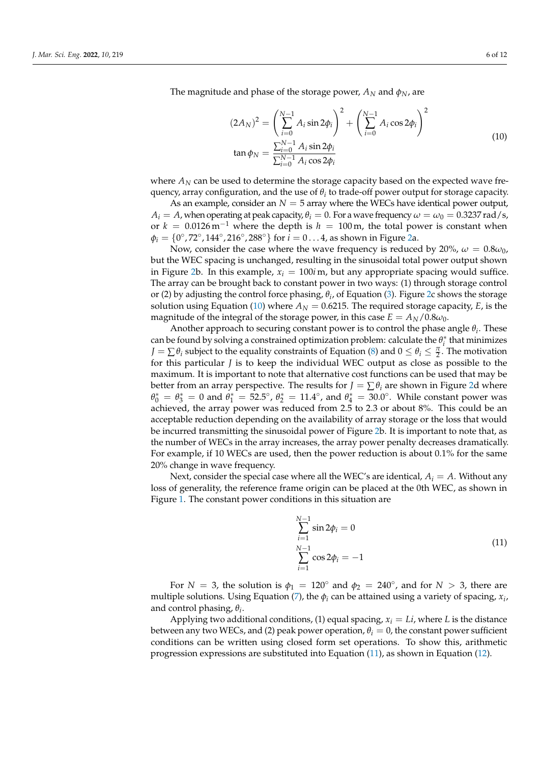The magnitude and phase of the storage power, $A_N$ and $\phi_N$, are

$$
\begin{aligned}
(2A_N)^2 &= \left(\sum_{i=0}^{N-1} A_i \sin 2\phi_i\right)^2 + \left(\sum_{i=0}^{N-1} A_i \cos 2\phi_i\right)^2 \\
\tan \phi_N &= \frac{\sum_{i=0}^{N-1} A_i \sin 2\phi_i}{\sum_{i=0}^{N-1} A_i \cos 2\phi_i}
\end{aligned}
\tag{10}
$$

where $A_N$ can be used to determine the storage capacity based on the expected wave frequency, array configuration, and the use of $\theta_i$ to trade-off power output for storage capacity.

As an example, consider an $N = 5$ array where the WECs have identical power output, $A_i = A$, when operating at peak capacity, $\theta_i = 0$. For a wave frequency $\omega = \omega_0 = 0.3237\,\text{rad/s}$, or $k = 0.0126\,\text{m}^{-1}$ where the depth is $h = 100\,\text{m}$, the total power is constant when $\phi_i = \{0^\circ, 72^\circ, 144^\circ, 216^\circ, 288^\circ\}$ for $i = 0 \ldots 4$, as shown in Figure 2a.

Now, consider the case where the wave frequency is reduced by 20%, $\omega = 0.8\omega_0$, but the WEC spacing is unchanged, resulting in the sinusoidal total power output shown in Figure 2b. In this example, $x_i = 100i\,\text{m}$, but any appropriate spacing would suffice. The array can be brought back to constant power in two ways: (1) through storage control or (2) by adjusting the control force phasing, $\theta_i$, of Equation (3). Figure 2c shows the storage solution using Equation (10) where $A_N = 0.6215$. The required storage capacity, $E$, is the magnitude of the integral of the storage power, in this case $E = A_N/0.8\omega_0$.

Another approach to securing constant power is to control the phase angle $\theta_i$. These can be found by solving a constrained optimization problem: calculate the $\theta_i^*$ that minimizes $J = \sum \theta_i$ subject to the equality constraints of Equation (8) and $0 \leq \theta_i \leq \frac{\pi}{2}$. The motivation for this particular $J$ is to keep the individual WEC output as close as possible to the maximum. It is important to note that alternative cost functions can be used that may be better from an array perspective. The results for $J = \sum \theta_i$ are shown in Figure 2d where $\theta_0^* = \theta_3^* = 0$ and $\theta_1^* = 52.5^\circ$, $\theta_2^* = 11.4^\circ$, and $\theta_4^* = 30.0^\circ$. While constant power was achieved, the array power was reduced from 2.5 to 2.3 or about 8%. This could be an acceptable reduction depending on the availability of array storage or the loss that would be incurred transmitting the sinusoidal power of Figure 2b. It is important to note that, as the number of WECs in the array increases, the array power penalty decreases dramatically. For example, if 10 WECs are used, then the power reduction is about 0.1% for the same 20% change in wave frequency.

Next, consider the special case where all the WEC's are identical, $A_i = A$. Without any loss of generality, the reference frame origin can be placed at the 0th WEC, as shown in Figure 1. The constant power conditions in this situation are

$$
\begin{aligned}
\sum_{i=1}^{N-1} \sin 2\phi_i &= 0 \\
\sum_{i=1}^{N-1} \cos 2\phi_i &= -1
\end{aligned}
\tag{11}
$$

For $N = 3$, the solution is $\phi_1 = 120^\circ$ and $\phi_2 = 240^\circ$, and for $N > 3$, there are multiple solutions. Using Equation (7), the $\phi_i$ can be attained using a variety of spacing, $x_i$, and control phasing, $\theta_i$.

Applying two additional conditions, (1) equal spacing, $x_i = Li$, where $L$ is the distance between any two WECs, and (2) peak power operation, $\theta_i = 0$, the constant power sufficient conditions can be written using closed form set operations. To show this, arithmetic progression expressions are substituted into Equation (11), as shown in Equation (12).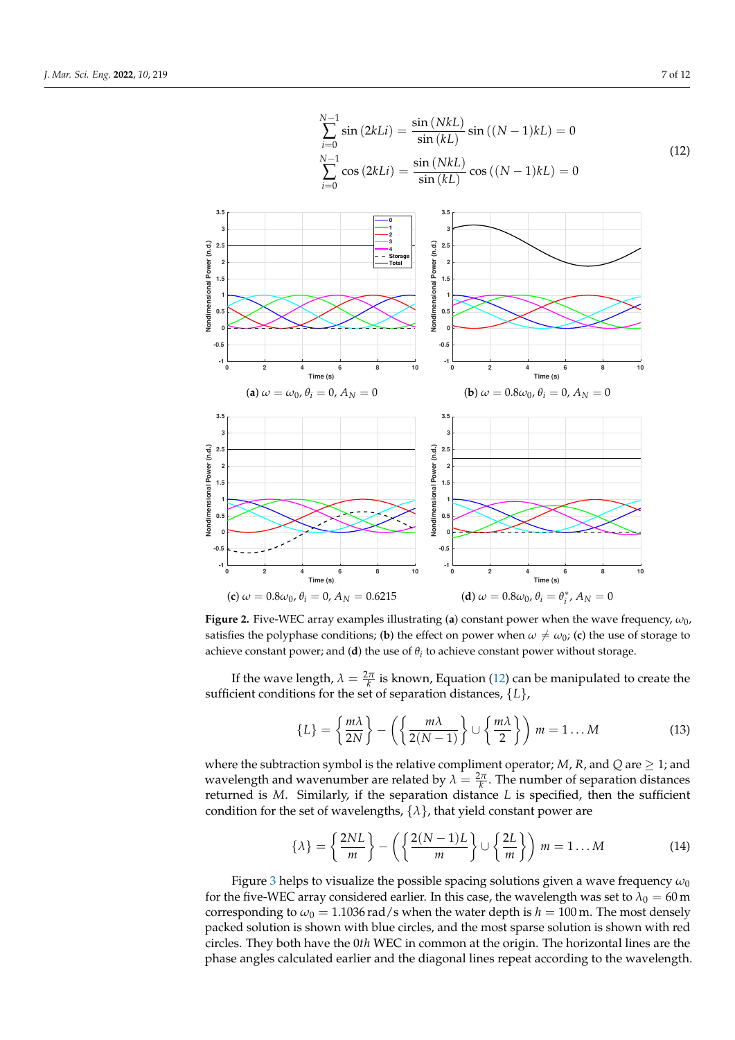$$
\begin{aligned}
\sum_{i=0}^{N-1} \sin(2kLi) &= \frac{\sin(NkL)}{\sin(kL)} \sin((N-1)kL) = 0 \\
\sum_{i=0}^{N-1} \cos(2kLi) &= \frac{\sin(NkL)}{\sin(kL)} \cos((N-1)kL) = 0
\end{aligned} \tag{12}
$$

(**a**) $\omega = \omega_0$, $\theta_i = 0$, $A_N = 0$

(**b**) $\omega = 0.8\omega_0$, $\theta_i = 0$, $A_N = 0$

(**c**) $\omega = 0.8\omega_0$, $\theta_i = 0$, $A_N = 0.6215$

(**d**) $\omega = 0.8\omega_0$, $\theta_i = \theta_i^*$, $A_N = 0$

**Figure 2.** Five-WEC array examples illustrating (**a**) constant power when the wave frequency, $\omega_0$, satisfies the polyphase conditions; (**b**) the effect on power when $\omega \neq \omega_0$; (**c**) the use of storage to achieve constant power; and (**d**) the use of $\theta_i$ to achieve constant power without storage.

If the wave length, $\lambda = \frac{2\pi}{k}$ is known, Equation (12) can be manipulated to create the sufficient conditions for the set of separation distances, $\{L\}$,

$$
\{L\} = \left\{\frac{m\lambda}{2N}\right\} - \left(\left\{\frac{m\lambda}{2(N-1)}\right\} \cup \left\{\frac{m\lambda}{2}\right\}\right) \quad m = 1 \ldots M \tag{13}
$$

where the subtraction symbol is the relative compliment operator; $M$, $R$, and $Q$ are $\geq 1$; and wavelength and wavenumber are related by $\lambda = \frac{2\pi}{k}$. The number of separation distances returned is $M$. Similarly, if the separation distance $L$ is specified, then the sufficient condition for the set of wavelengths, $\{\lambda\}$, that yield constant power are

$$
\{\lambda\} = \left\{\frac{2NL}{m}\right\} - \left(\left\{\frac{2(N-1)L}{m}\right\} \cup \left\{\frac{2L}{m}\right\}\right) \quad m = 1 \ldots M \tag{14}
$$

Figure 3 helps to visualize the possible spacing solutions given a wave frequency $\omega_0$ for the five-WEC array considered earlier. In this case, the wavelength was set to $\lambda_0 = 60\,\text{m}$ corresponding to $\omega_0 = 1.1036\,\text{rad/s}$ when the water depth is $h = 100\,\text{m}$. The most densely packed solution is shown with blue circles, and the most sparse solution is shown with red circles. They both have the $0th$ WEC in common at the origin. The horizontal lines are the phase angles calculated earlier and the diagonal lines repeat according to the wavelength.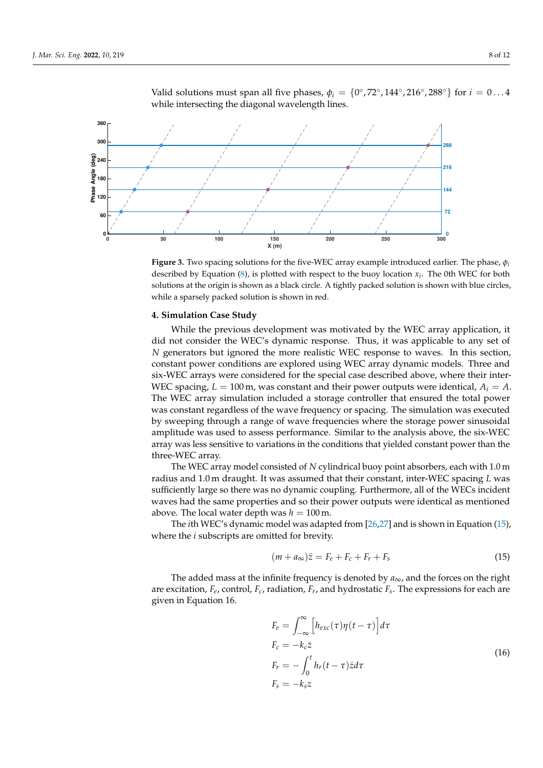Valid solutions must span all five phases, $\phi_i = \{0°, 72°, 144°, 216°, 288°\}$ for $i = 0 \ldots 4$ while intersecting the diagonal wavelength lines.

**Figure 3.** Two spacing solutions for the five-WEC array example introduced earlier. The phase, $\phi_i$ described by Equation (8), is plotted with respect to the buoy location $x_i$. The 0th WEC for both solutions at the origin is shown as a black circle. A tightly packed solution is shown with blue circles, while a sparsely packed solution is shown in red.

## 4. Simulation Case Study

While the previous development was motivated by the WEC array application, it did not consider the WEC's dynamic response. Thus, it was applicable to any set of $N$ generators but ignored the more realistic WEC response to waves. In this section, constant power conditions are explored using WEC array dynamic models. Three and six-WEC arrays were considered for the special case described above, where their inter-WEC spacing, $L = 100$ m, was constant and their power outputs were identical, $A_i = A$. The WEC array simulation included a storage controller that ensured the total power was constant regardless of the wave frequency or spacing. The simulation was executed by sweeping through a range of wave frequencies where the storage power sinusoidal amplitude was used to assess performance. Similar to the analysis above, the six-WEC array was less sensitive to variations in the conditions that yielded constant power than the three-WEC array.

The WEC array model consisted of $N$ cylindrical buoy point absorbers, each with 1.0 m radius and 1.0 m draught. It was assumed that their constant, inter-WEC spacing $L$ was sufficiently large so there was no dynamic coupling. Furthermore, all of the WECs incident waves had the same properties and so their power outputs were identical as mentioned above. The local water depth was $h = 100$ m.

The $i$th WEC's dynamic model was adapted from [26,27] and is shown in Equation (15), where the $i$ subscripts are omitted for brevity.

$$(m + a_\infty)\ddot{z} = F_e + F_c + F_r + F_s \tag{15}$$

The added mass at the infinite frequency is denoted by $a_\infty$, and the forces on the right are excitation, $F_e$, control, $F_c$, radiation, $F_r$, and hydrostatic $F_s$. The expressions for each are given in Equation 16.

$$\begin{aligned}
F_e &= \int_{-\infty}^{\infty} \Big[ h_{exc}(\tau)\eta(t-\tau) \Big] d\tau \\
F_c &= -k_c \dot{z} \\
F_r &= -\int_0^t h_r(t-\tau)\dot{z} d\tau \\
F_s &= -k_s z
\end{aligned} \tag{16}$$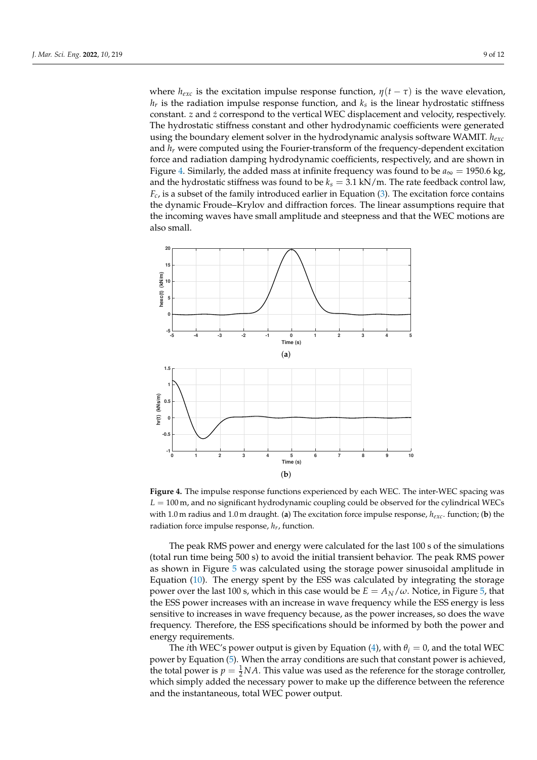where $h_{exc}$ is the excitation impulse response function, $\eta(t-\tau)$ is the wave elevation, $h_r$ is the radiation impulse response function, and $k_s$ is the linear hydrostatic stiffness constant. $z$ and $\dot{z}$ correspond to the vertical WEC displacement and velocity, respectively. The hydrostatic stiffness constant and other hydrodynamic coefficients were generated using the boundary element solver in the hydrodynamic analysis software WAMIT. $h_{exc}$ and $h_r$ were computed using the Fourier-transform of the frequency-dependent excitation force and radiation damping hydrodynamic coefficients, respectively, and are shown in Figure 4. Similarly, the added mass at infinite frequency was found to be $a_\infty = 1950.6$ kg, and the hydrostatic stiffness was found to be $k_s = 3.1$ kN/m. The rate feedback control law, $F_c$, is a subset of the family introduced earlier in Equation (3). The excitation force contains the dynamic Froude–Krylov and diffraction forces. The linear assumptions require that the incoming waves have small amplitude and steepness and that the WEC motions are also small.

**Figure 4.** The impulse response functions experienced by each WEC. The inter-WEC spacing was $L = 100$ m, and no significant hydrodynamic coupling could be observed for the cylindrical WECs with 1.0 m radius and 1.0 m draught. (**a**) The excitation force impulse response, $h_{exc}$. function; (**b**) the radiation force impulse response, $h_r$, function.

The peak RMS power and energy were calculated for the last 100 s of the simulations (total run time being 500 s) to avoid the initial transient behavior. The peak RMS power as shown in Figure 5 was calculated using the storage power sinusoidal amplitude in Equation (10). The energy spent by the ESS was calculated by integrating the storage power over the last 100 s, which in this case would be $E = A_N/\omega$. Notice, in Figure 5, that the ESS power increases with an increase in wave frequency while the ESS energy is less sensitive to increases in wave frequency because, as the power increases, so does the wave frequency. Therefore, the ESS specifications should be informed by both the power and energy requirements.

The $i$th WEC's power output is given by Equation (4), with $\theta_i = 0$, and the total WEC power by Equation (5). When the array conditions are such that constant power is achieved, the total power is $p = \frac{1}{2}NA$. This value was used as the reference for the storage controller, which simply added the necessary power to make up the difference between the reference and the instantaneous, total WEC power output.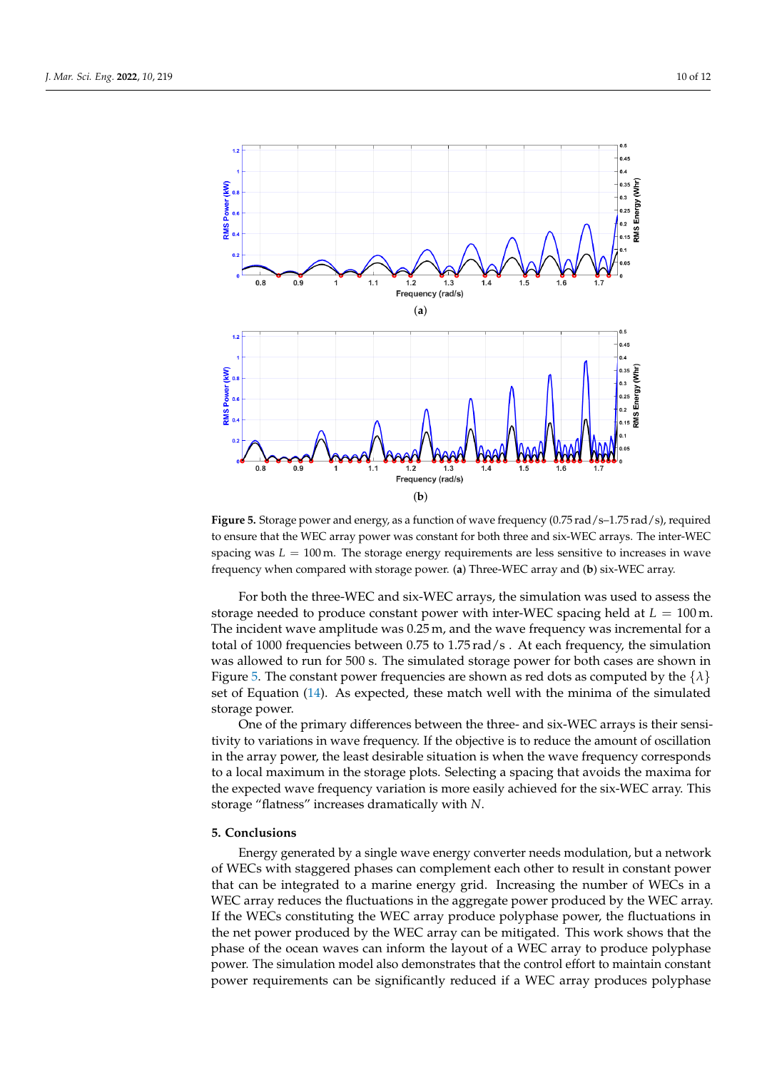**Figure 5.** Storage power and energy, as a function of wave frequency (0.75 rad/s–1.75 rad/s), required to ensure that the WEC array power was constant for both three and six-WEC arrays. The inter-WEC spacing was $L = 100$ m. The storage energy requirements are less sensitive to increases in wave frequency when compared with storage power. (**a**) Three-WEC array and (**b**) six-WEC array.

For both the three-WEC and six-WEC arrays, the simulation was used to assess the storage needed to produce constant power with inter-WEC spacing held at $L = 100$ m. The incident wave amplitude was 0.25 m, and the wave frequency was incremental for a total of 1000 frequencies between 0.75 to 1.75 rad/s . At each frequency, the simulation was allowed to run for 500 s. The simulated storage power for both cases are shown in Figure 5. The constant power frequencies are shown as red dots as computed by the $\{\lambda\}$ set of Equation (14). As expected, these match well with the minima of the simulated storage power.

One of the primary differences between the three- and six-WEC arrays is their sensitivity to variations in wave frequency. If the objective is to reduce the amount of oscillation in the array power, the least desirable situation is when the wave frequency corresponds to a local maximum in the storage plots. Selecting a spacing that avoids the maxima for the expected wave frequency variation is more easily achieved for the six-WEC array. This storage "flatness" increases dramatically with $N$.

## 5. Conclusions

Energy generated by a single wave energy converter needs modulation, but a network of WECs with staggered phases can complement each other to result in constant power that can be integrated to a marine energy grid. Increasing the number of WECs in a WEC array reduces the fluctuations in the aggregate power produced by the WEC array. If the WECs constituting the WEC array produce polyphase power, the fluctuations in the net power produced by the WEC array can be mitigated. This work shows that the phase of the ocean waves can inform the layout of a WEC array to produce polyphase power. The simulation model also demonstrates that the control effort to maintain constant power requirements can be significantly reduced if a WEC array produces polyphase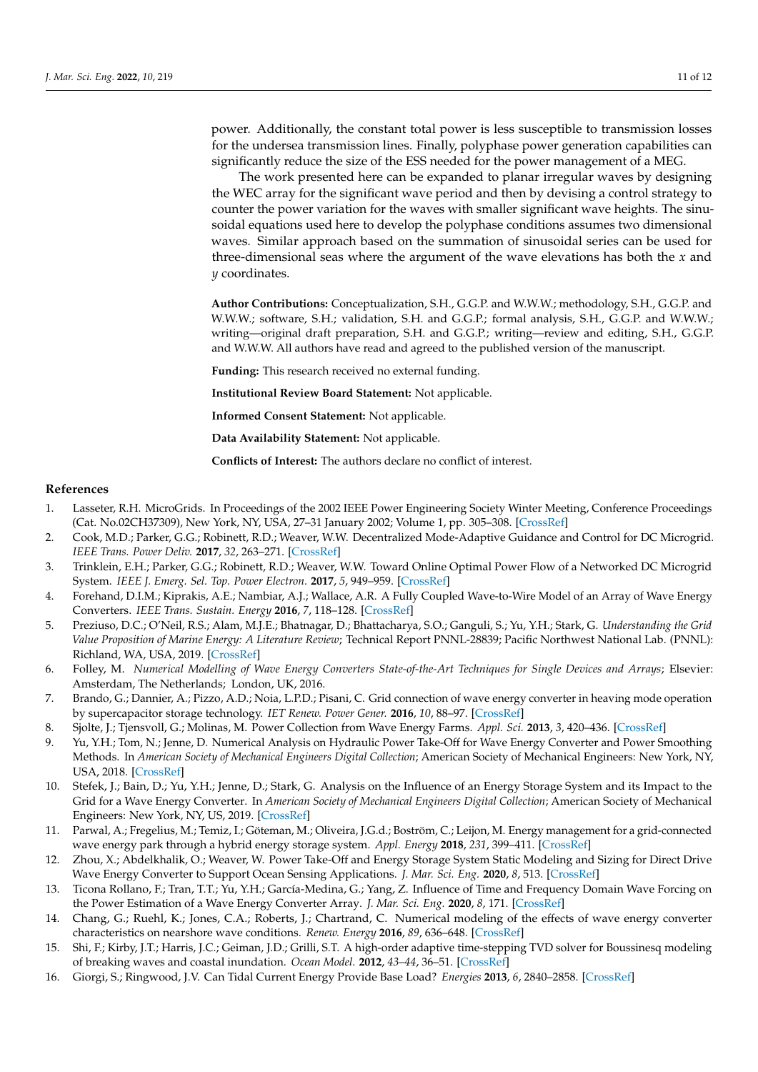power. Additionally, the constant total power is less susceptible to transmission losses for the undersea transmission lines. Finally, polyphase power generation capabilities can significantly reduce the size of the ESS needed for the power management of a MEG.

The work presented here can be expanded to planar irregular waves by designing the WEC array for the significant wave period and then by devising a control strategy to counter the power variation for the waves with smaller significant wave heights. The sinusoidal equations used here to develop the polyphase conditions assumes two dimensional waves. Similar approach based on the summation of sinusoidal series can be used for three-dimensional seas where the argument of the wave elevations has both the $x$ and $y$ coordinates.

**Author Contributions:** Conceptualization, S.H., G.G.P. and W.W.W.; methodology, S.H., G.G.P. and W.W.W.; software, S.H.; validation, S.H. and G.G.P.; formal analysis, S.H., G.G.P. and W.W.W.; writing—original draft preparation, S.H. and G.G.P.; writing—review and editing, S.H., G.G.P. and W.W.W. All authors have read and agreed to the published version of the manuscript.

**Funding:** This research received no external funding.

**Institutional Review Board Statement:** Not applicable.

**Informed Consent Statement:** Not applicable.

**Data Availability Statement:** Not applicable.

**Conflicts of Interest:** The authors declare no conflict of interest.

## References

1. Lasseter, R.H. MicroGrids. In Proceedings of the 2002 IEEE Power Engineering Society Winter Meeting, Conference Proceedings (Cat. No.02CH37309), New York, NY, USA, 27–31 January 2002; Volume 1, pp. 305–308. [CrossRef]
2. Cook, M.D.; Parker, G.G.; Robinett, R.D.; Weaver, W.W. Decentralized Mode-Adaptive Guidance and Control for DC Microgrid. *IEEE Trans. Power Deliv.* **2017**, *32*, 263–271. [CrossRef]
3. Trinklein, E.H.; Parker, G.G.; Robinett, R.D.; Weaver, W.W. Toward Online Optimal Power Flow of a Networked DC Microgrid System. *IEEE J. Emerg. Sel. Top. Power Electron.* **2017**, *5*, 949–959. [CrossRef]
4. Forehand, D.I.M.; Kiprakis, A.E.; Nambiar, A.J.; Wallace, A.R. A Fully Coupled Wave-to-Wire Model of an Array of Wave Energy Converters. *IEEE Trans. Sustain. Energy* **2016**, *7*, 118–128. [CrossRef]
5. Preziuso, D.C.; O'Neil, R.S.; Alam, M.J.E.; Bhatnagar, D.; Bhattacharya, S.O.; Ganguli, S.; Yu, Y.H.; Stark, G. *Understanding the Grid Value Proposition of Marine Energy: A Literature Review*; Technical Report PNNL-28839; Pacific Northwest National Lab. (PNNL): Richland, WA, USA, 2019. [CrossRef]
6. Folley, M. *Numerical Modelling of Wave Energy Converters State-of-the-Art Techniques for Single Devices and Arrays*; Elsevier: Amsterdam, The Netherlands; London, UK, 2016.
7. Brando, G.; Dannier, A.; Pizzo, A.D.; Noia, L.P.D.; Pisani, C. Grid connection of wave energy converter in heaving mode operation by supercapacitor storage technology. *IET Renew. Power Gener.* **2016**, *10*, 88–97. [CrossRef]
8. Sjolte, J.; Tjensvoll, G.; Molinas, M. Power Collection from Wave Energy Farms. *Appl. Sci.* **2013**, *3*, 420–436. [CrossRef]
9. Yu, Y.H.; Tom, N.; Jenne, D. Numerical Analysis on Hydraulic Power Take-Off for Wave Energy Converter and Power Smoothing Methods. In *American Society of Mechanical Engineers Digital Collection*; American Society of Mechanical Engineers: New York, NY, USA, 2018. [CrossRef]
10. Stefek, J.; Bain, D.; Yu, Y.H.; Jenne, D.; Stark, G. Analysis on the Influence of an Energy Storage System and its Impact to the Grid for a Wave Energy Converter. In *American Society of Mechanical Engineers Digital Collection*; American Society of Mechanical Engineers: New York, NY, US, 2019. [CrossRef]
11. Parwal, A.; Fregelius, M.; Temiz, I.; Göteman, M.; Oliveira, J.G.d.; Boström, C.; Leijon, M. Energy management for a grid-connected wave energy park through a hybrid energy storage system. *Appl. Energy* **2018**, *231*, 399–411. [CrossRef]
12. Zhou, X.; Abdelkhalik, O.; Weaver, W. Power Take-Off and Energy Storage System Static Modeling and Sizing for Direct Drive Wave Energy Converter to Support Ocean Sensing Applications. *J. Mar. Sci. Eng.* **2020**, *8*, 513. [CrossRef]
13. Ticona Rollano, F.; Tran, T.T.; Yu, Y.H.; García-Medina, G.; Yang, Z. Influence of Time and Frequency Domain Wave Forcing on the Power Estimation of a Wave Energy Converter Array. *J. Mar. Sci. Eng.* **2020**, *8*, 171. [CrossRef]
14. Chang, G.; Ruehl, K.; Jones, C.A.; Roberts, J.; Chartrand, C. Numerical modeling of the effects of wave energy converter characteristics on nearshore wave conditions. *Renew. Energy* **2016**, *89*, 636–648. [CrossRef]
15. Shi, F.; Kirby, J.T.; Harris, J.C.; Geiman, J.D.; Grilli, S.T. A high-order adaptive time-stepping TVD solver for Boussinesq modeling of breaking waves and coastal inundation. *Ocean Model.* **2012**, *43–44*, 36–51. [CrossRef]
16. Giorgi, S.; Ringwood, J.V. Can Tidal Current Energy Provide Base Load? *Energies* **2013**, *6*, 2840–2858. [CrossRef]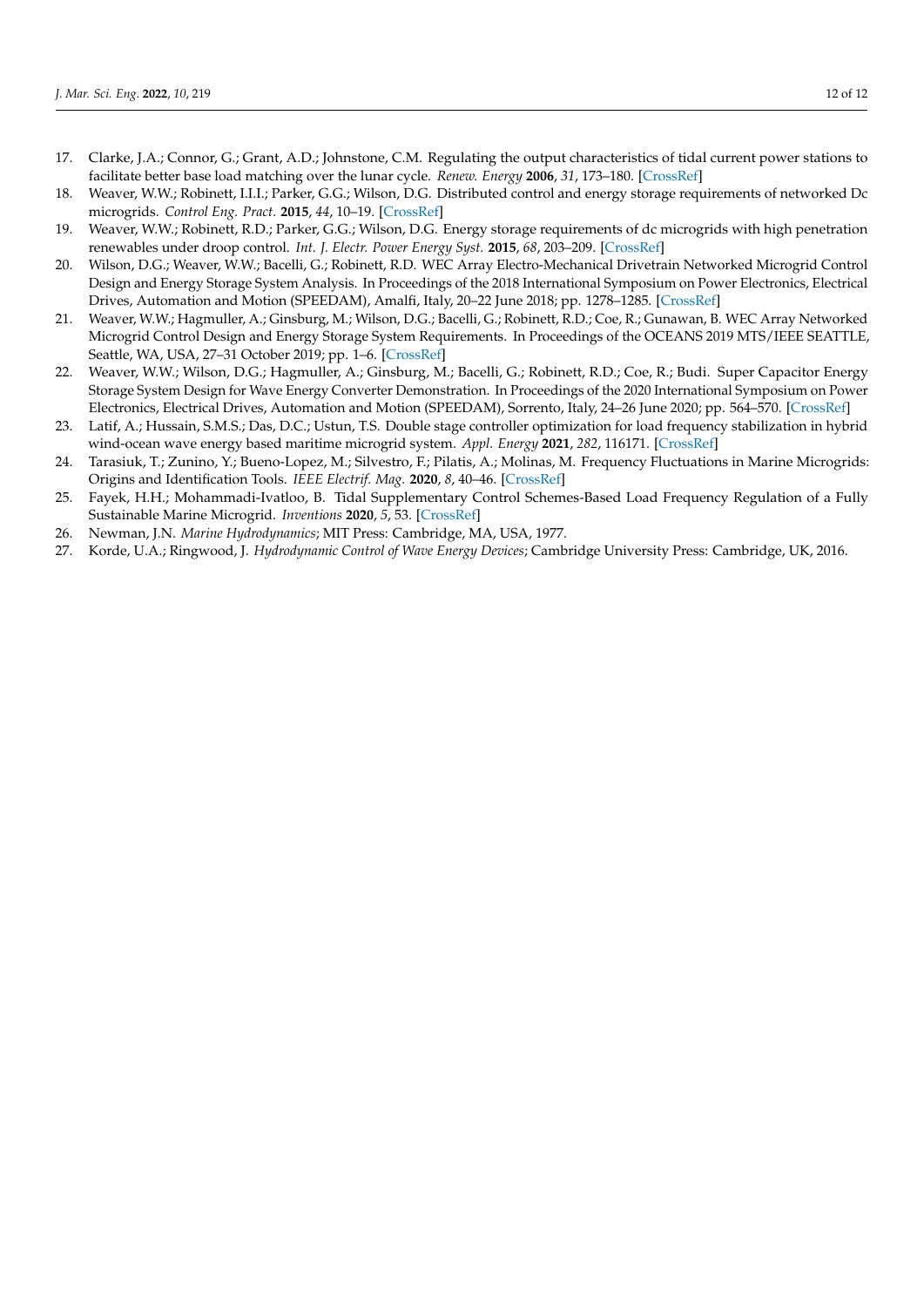17. Clarke, J.A.; Connor, G.; Grant, A.D.; Johnstone, C.M. Regulating the output characteristics of tidal current power stations to facilitate better base load matching over the lunar cycle. *Renew. Energy* **2006**, *31*, 173–180. [CrossRef]
18. Weaver, W.W.; Robinett, I.I.I.; Parker, G.G.; Wilson, D.G. Distributed control and energy storage requirements of networked Dc microgrids. *Control Eng. Pract.* **2015**, *44*, 10–19. [CrossRef]
19. Weaver, W.W.; Robinett, R.D.; Parker, G.G.; Wilson, D.G. Energy storage requirements of dc microgrids with high penetration renewables under droop control. *Int. J. Electr. Power Energy Syst.* **2015**, *68*, 203–209. [CrossRef]
20. Wilson, D.G.; Weaver, W.W.; Bacelli, G.; Robinett, R.D. WEC Array Electro-Mechanical Drivetrain Networked Microgrid Control Design and Energy Storage System Analysis. In Proceedings of the 2018 International Symposium on Power Electronics, Electrical Drives, Automation and Motion (SPEEDAM), Amalfi, Italy, 20–22 June 2018; pp. 1278–1285. [CrossRef]
21. Weaver, W.W.; Hagmuller, A.; Ginsburg, M.; Wilson, D.G.; Bacelli, G.; Robinett, R.D.; Coe, R.; Gunawan, B. WEC Array Networked Microgrid Control Design and Energy Storage System Requirements. In Proceedings of the OCEANS 2019 MTS/IEEE SEATTLE, Seattle, WA, USA, 27–31 October 2019; pp. 1–6. [CrossRef]
22. Weaver, W.W.; Wilson, D.G.; Hagmuller, A.; Ginsburg, M.; Bacelli, G.; Robinett, R.D.; Coe, R.; Budi. Super Capacitor Energy Storage System Design for Wave Energy Converter Demonstration. In Proceedings of the 2020 International Symposium on Power Electronics, Electrical Drives, Automation and Motion (SPEEDAM), Sorrento, Italy, 24–26 June 2020; pp. 564–570. [CrossRef]
23. Latif, A.; Hussain, S.M.S.; Das, D.C.; Ustun, T.S. Double stage controller optimization for load frequency stabilization in hybrid wind-ocean wave energy based maritime microgrid system. *Appl. Energy* **2021**, *282*, 116171. [CrossRef]
24. Tarasiuk, T.; Zunino, Y.; Bueno-Lopez, M.; Silvestro, F.; Pilatis, A.; Molinas, M. Frequency Fluctuations in Marine Microgrids: Origins and Identification Tools. *IEEE Electrif. Mag.* **2020**, *8*, 40–46. [CrossRef]
25. Fayek, H.H.; Mohammadi-Ivatloo, B. Tidal Supplementary Control Schemes-Based Load Frequency Regulation of a Fully Sustainable Marine Microgrid. *Inventions* **2020**, *5*, 53. [CrossRef]
26. Newman, J.N. *Marine Hydrodynamics*; MIT Press: Cambridge, MA, USA, 1977.
27. Korde, U.A.; Ringwood, J. *Hydrodynamic Control of Wave Energy Devices*; Cambridge University Press: Cambridge, UK, 2016.